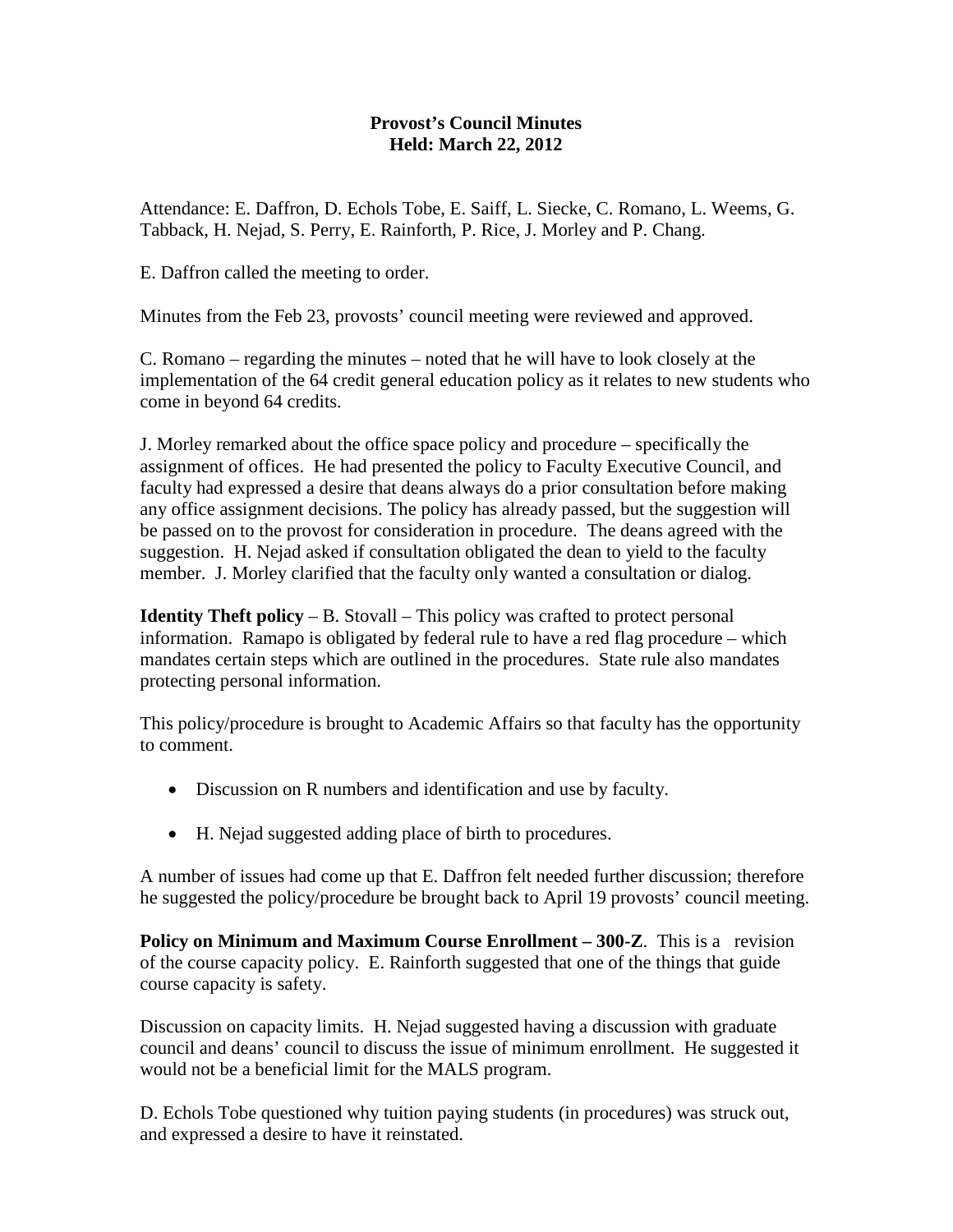**Provost's Council Minutes**
**Held: March 22, 2012**

Attendance: E. Daffron, D. Echols Tobe, E. Saiff, L. Siecke, C. Romano, L. Weems, G. Tabback, H. Nejad, S. Perry, E. Rainforth, P. Rice, J. Morley and P. Chang.

E. Daffron called the meeting to order.

Minutes from the Feb 23, provosts' council meeting were reviewed and approved.

C. Romano – regarding the minutes – noted that he will have to look closely at the implementation of the 64 credit general education policy as it relates to new students who come in beyond 64 credits.

J. Morley remarked about the office space policy and procedure – specifically the assignment of offices. He had presented the policy to Faculty Executive Council, and faculty had expressed a desire that deans always do a prior consultation before making any office assignment decisions. The policy has already passed, but the suggestion will be passed on to the provost for consideration in procedure. The deans agreed with the suggestion. H. Nejad asked if consultation obligated the dean to yield to the faculty member. J. Morley clarified that the faculty only wanted a consultation or dialog.

**Identity Theft policy** – B. Stovall – This policy was crafted to protect personal information. Ramapo is obligated by federal rule to have a red flag procedure – which mandates certain steps which are outlined in the procedures. State rule also mandates protecting personal information.

This policy/procedure is brought to Academic Affairs so that faculty has the opportunity to comment.

- Discussion on R numbers and identification and use by faculty.
- H. Nejad suggested adding place of birth to procedures.

A number of issues had come up that E. Daffron felt needed further discussion; therefore he suggested the policy/procedure be brought back to April 19 provosts' council meeting.

**Policy on Minimum and Maximum Course Enrollment – 300-Z**. This is a revision of the course capacity policy. E. Rainforth suggested that one of the things that guide course capacity is safety.

Discussion on capacity limits. H. Nejad suggested having a discussion with graduate council and deans' council to discuss the issue of minimum enrollment. He suggested it would not be a beneficial limit for the MALS program.

D. Echols Tobe questioned why tuition paying students (in procedures) was struck out, and expressed a desire to have it reinstated.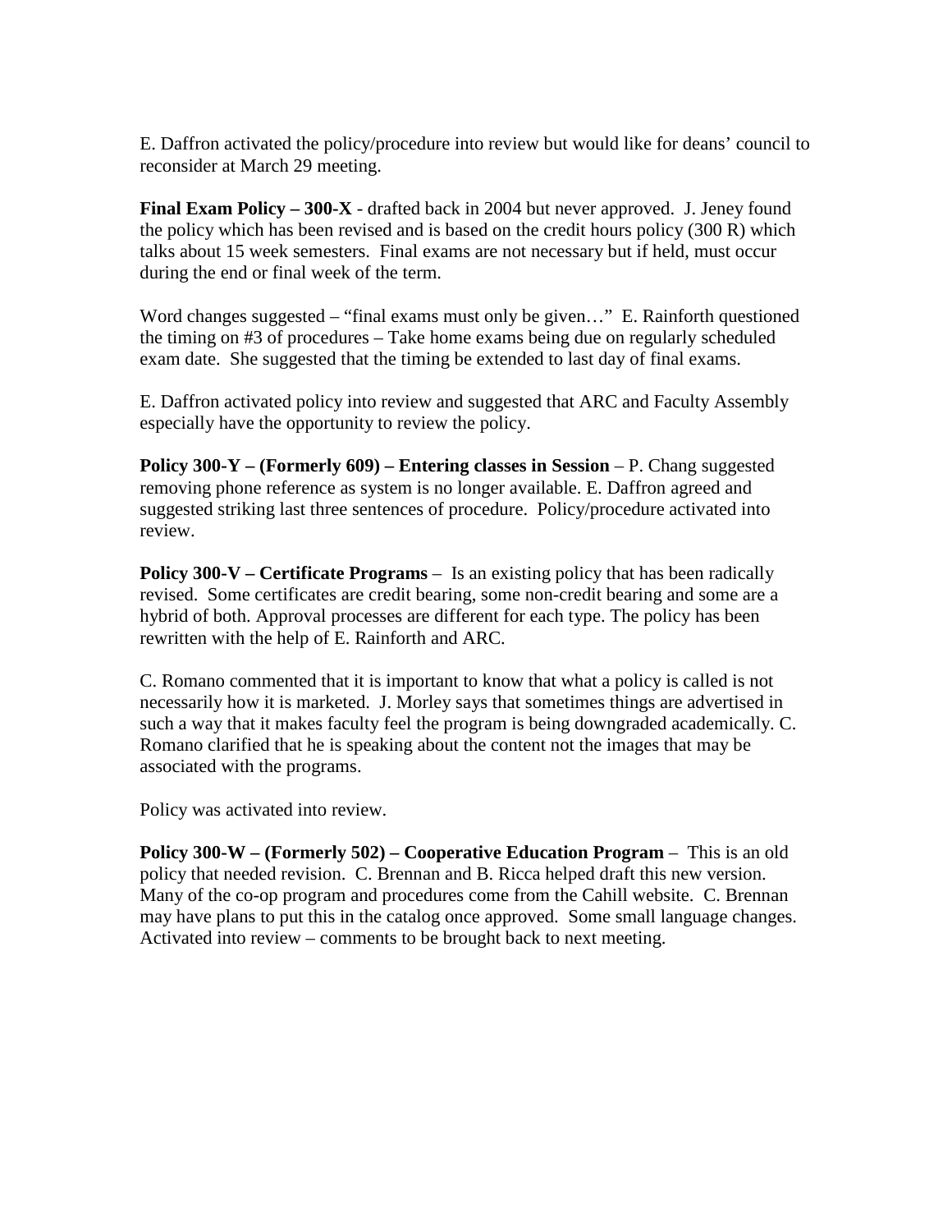E. Daffron activated the policy/procedure into review but would like for deans' council to reconsider at March 29 meeting.

**Final Exam Policy – 300-X** - drafted back in 2004 but never approved. J. Jeney found the policy which has been revised and is based on the credit hours policy (300 R) which talks about 15 week semesters. Final exams are not necessary but if held, must occur during the end or final week of the term.

Word changes suggested – "final exams must only be given…" E. Rainforth questioned the timing on #3 of procedures – Take home exams being due on regularly scheduled exam date. She suggested that the timing be extended to last day of final exams.

E. Daffron activated policy into review and suggested that ARC and Faculty Assembly especially have the opportunity to review the policy.

**Policy 300-Y – (Formerly 609) – Entering classes in Session** – P. Chang suggested removing phone reference as system is no longer available. E. Daffron agreed and suggested striking last three sentences of procedure. Policy/procedure activated into review.

**Policy 300-V – Certificate Programs** – Is an existing policy that has been radically revised. Some certificates are credit bearing, some non-credit bearing and some are a hybrid of both. Approval processes are different for each type. The policy has been rewritten with the help of E. Rainforth and ARC.

C. Romano commented that it is important to know that what a policy is called is not necessarily how it is marketed. J. Morley says that sometimes things are advertised in such a way that it makes faculty feel the program is being downgraded academically. C. Romano clarified that he is speaking about the content not the images that may be associated with the programs.

Policy was activated into review.

**Policy 300-W – (Formerly 502) – Cooperative Education Program** – This is an old policy that needed revision. C. Brennan and B. Ricca helped draft this new version. Many of the co-op program and procedures come from the Cahill website. C. Brennan may have plans to put this in the catalog once approved. Some small language changes. Activated into review – comments to be brought back to next meeting.